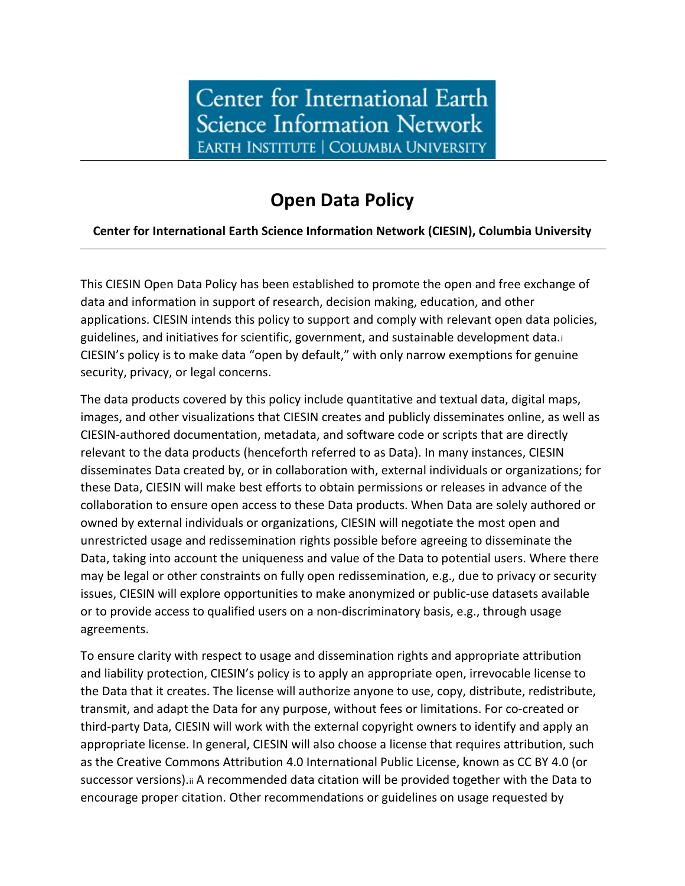Center for International Earth Science Information Network
EARTH INSTITUTE | COLUMBIA UNIVERSITY

# Open Data Policy

**Center for International Earth Science Information Network (CIESIN), Columbia University**

This CIESIN Open Data Policy has been established to promote the open and free exchange of data and information in support of research, decision making, education, and other applications. CIESIN intends this policy to support and comply with relevant open data policies, guidelines, and initiatives for scientific, government, and sustainable development data.[i] CIESIN's policy is to make data "open by default," with only narrow exemptions for genuine security, privacy, or legal concerns.

The data products covered by this policy include quantitative and textual data, digital maps, images, and other visualizations that CIESIN creates and publicly disseminates online, as well as CIESIN-authored documentation, metadata, and software code or scripts that are directly relevant to the data products (henceforth referred to as Data). In many instances, CIESIN disseminates Data created by, or in collaboration with, external individuals or organizations; for these Data, CIESIN will make best efforts to obtain permissions or releases in advance of the collaboration to ensure open access to these Data products. When Data are solely authored or owned by external individuals or organizations, CIESIN will negotiate the most open and unrestricted usage and redissemination rights possible before agreeing to disseminate the Data, taking into account the uniqueness and value of the Data to potential users. Where there may be legal or other constraints on fully open redissemination, e.g., due to privacy or security issues, CIESIN will explore opportunities to make anonymized or public-use datasets available or to provide access to qualified users on a non-discriminatory basis, e.g., through usage agreements.

To ensure clarity with respect to usage and dissemination rights and appropriate attribution and liability protection, CIESIN's policy is to apply an appropriate open, irrevocable license to the Data that it creates. The license will authorize anyone to use, copy, distribute, redistribute, transmit, and adapt the Data for any purpose, without fees or limitations. For co-created or third-party Data, CIESIN will work with the external copyright owners to identify and apply an appropriate license. In general, CIESIN will also choose a license that requires attribution, such as the Creative Commons Attribution 4.0 International Public License, known as CC BY 4.0 (or successor versions).[ii] A recommended data citation will be provided together with the Data to encourage proper citation. Other recommendations or guidelines on usage requested by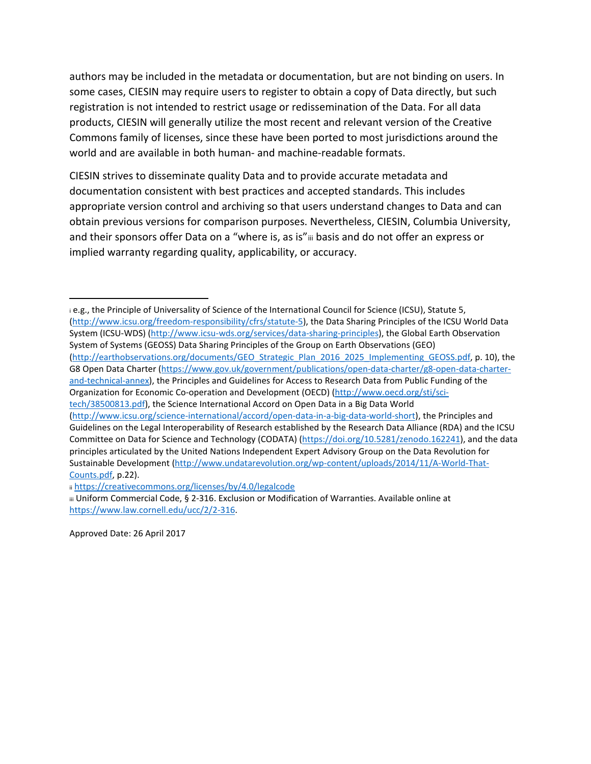authors may be included in the metadata or documentation, but are not binding on users. In some cases, CIESIN may require users to register to obtain a copy of Data directly, but such registration is not intended to restrict usage or redissemination of the Data. For all data products, CIESIN will generally utilize the most recent and relevant version of the Creative Commons family of licenses, since these have been ported to most jurisdictions around the world and are available in both human- and machine-readable formats.

CIESIN strives to disseminate quality Data and to provide accurate metadata and documentation consistent with best practices and accepted standards. This includes appropriate version control and archiving so that users understand changes to Data and can obtain previous versions for comparison purposes. Nevertheless, CIESIN, Columbia University, and their sponsors offer Data on a "where is, as is"[iii] basis and do not offer an express or implied warranty regarding quality, applicability, or accuracy.

---

[i] e.g., the Principle of Universality of Science of the International Council for Science (ICSU), Statute 5, (http://www.icsu.org/freedom-responsibility/cfrs/statute-5), the Data Sharing Principles of the ICSU World Data System (ICSU-WDS) (http://www.icsu-wds.org/services/data-sharing-principles), the Global Earth Observation System of Systems (GEOSS) Data Sharing Principles of the Group on Earth Observations (GEO) (http://earthobservations.org/documents/GEO_Strategic_Plan_2016_2025_Implementing_GEOSS.pdf, p. 10), the G8 Open Data Charter (https://www.gov.uk/government/publications/open-data-charter/g8-open-data-charter-and-technical-annex), the Principles and Guidelines for Access to Research Data from Public Funding of the Organization for Economic Co-operation and Development (OECD) (http://www.oecd.org/sti/sci-tech/38500813.pdf), the Science International Accord on Open Data in a Big Data World (http://www.icsu.org/science-international/accord/open-data-in-a-big-data-world-short), the Principles and Guidelines on the Legal Interoperability of Research established by the Research Data Alliance (RDA) and the ICSU Committee on Data for Science and Technology (CODATA) (https://doi.org/10.5281/zenodo.162241), and the data principles articulated by the United Nations Independent Expert Advisory Group on the Data Revolution for Sustainable Development (http://www.undatarevolution.org/wp-content/uploads/2014/11/A-World-That-Counts.pdf, p.22).

[ii] https://creativecommons.org/licenses/by/4.0/legalcode

[iii] Uniform Commercial Code, § 2-316. Exclusion or Modification of Warranties. Available online at https://www.law.cornell.edu/ucc/2/2-316.

Approved Date: 26 April 2017